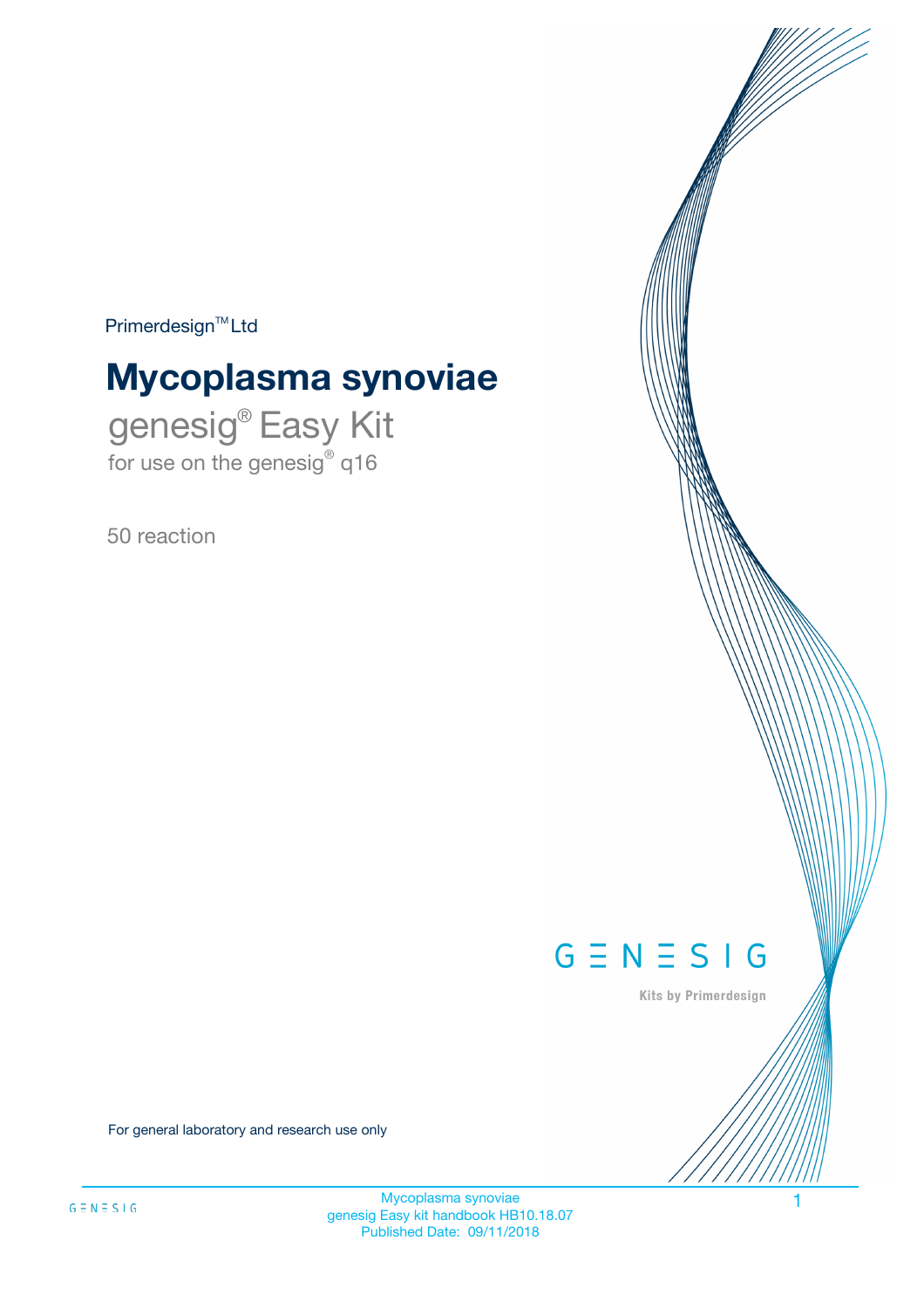Primerdesign™ Ltd

# Mycoplasma synoviae

genesig® Easy Kit

for use on the genesig® q16

50 reaction

GENESIG

Kits by Primerdesign

For general laboratory and research use only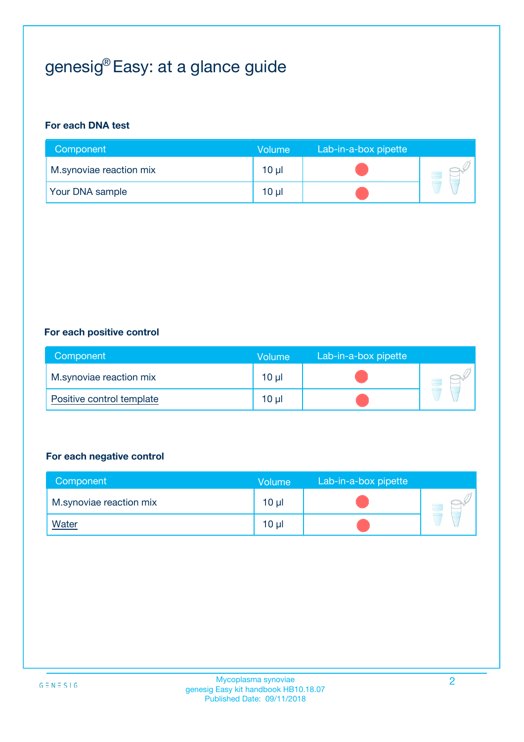# genesig® Easy: at a glance guide

### For each DNA test

| Component | Volume | Lab-in-a-box pipette |
|---|---|---|
| M.synoviae reaction mix | 10 µl | 🔴 |
| Your DNA sample | 10 µl | 🔴 |

### For each positive control

| Component | Volume | Lab-in-a-box pipette |
|---|---|---|
| M.synoviae reaction mix | 10 µl | 🔴 |
| Positive control template | 10 µl | 🔴 |

### For each negative control

| Component | Volume | Lab-in-a-box pipette |
|---|---|---|
| M.synoviae reaction mix | 10 µl | 🔴 |
| Water | 10 µl | 🔴 |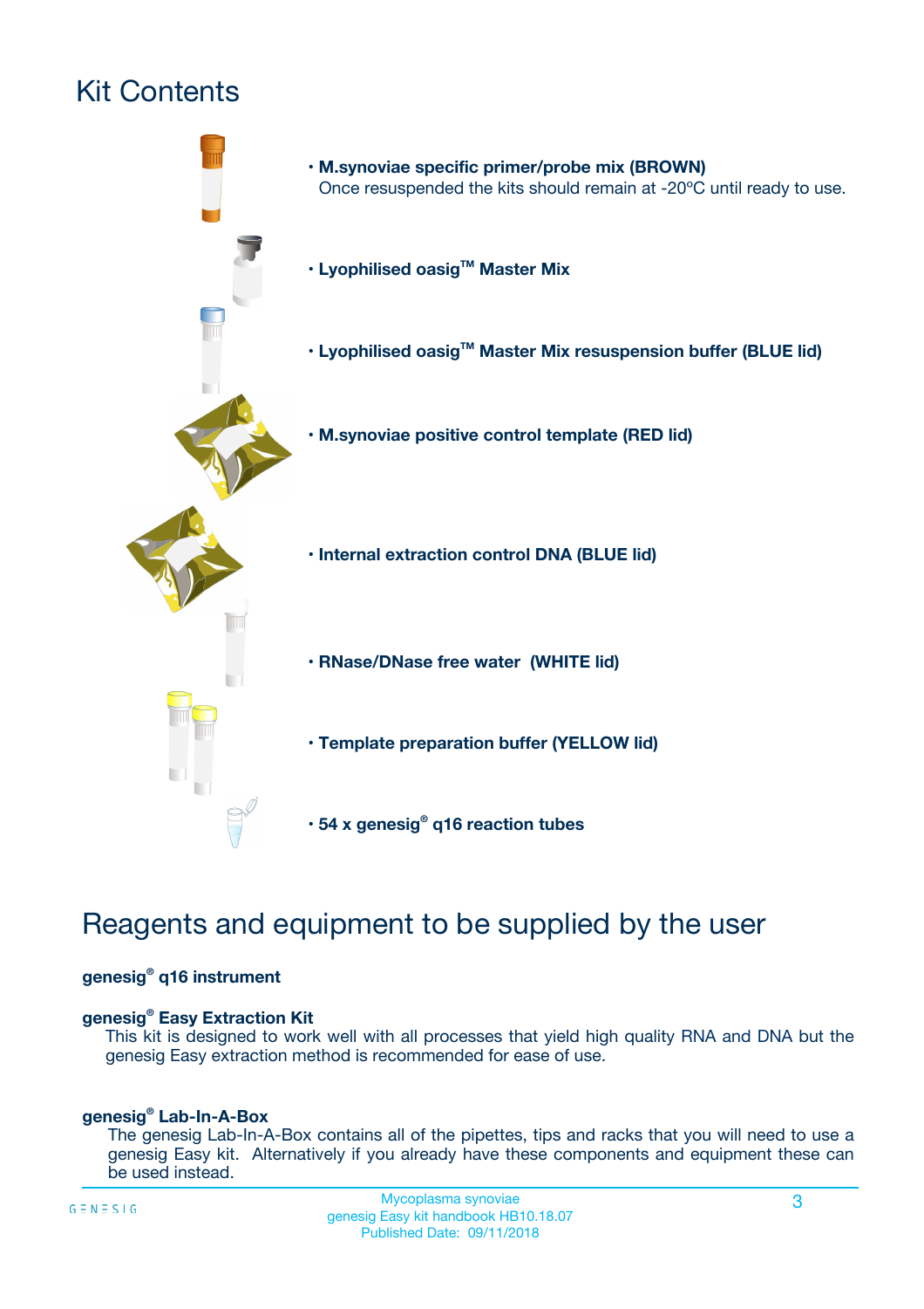# Kit Contents

- **M.synoviae specific primer/probe mix (BROWN)**
  Once resuspended the kits should remain at -20ºC until ready to use.
- **Lyophilised oasig™ Master Mix**
- **Lyophilised oasig™ Master Mix resuspension buffer (BLUE lid)**
- **M.synoviae positive control template (RED lid)**
- **Internal extraction control DNA (BLUE lid)**
- **RNase/DNase free water (WHITE lid)**
- **Template preparation buffer (YELLOW lid)**
- **54 x genesig® q16 reaction tubes**

# Reagents and equipment to be supplied by the user

**genesig® q16 instrument**

**genesig® Easy Extraction Kit**

This kit is designed to work well with all processes that yield high quality RNA and DNA but the genesig Easy extraction method is recommended for ease of use.

**genesig® Lab-In-A-Box**

The genesig Lab-In-A-Box contains all of the pipettes, tips and racks that you will need to use a genesig Easy kit. Alternatively if you already have these components and equipment these can be used instead.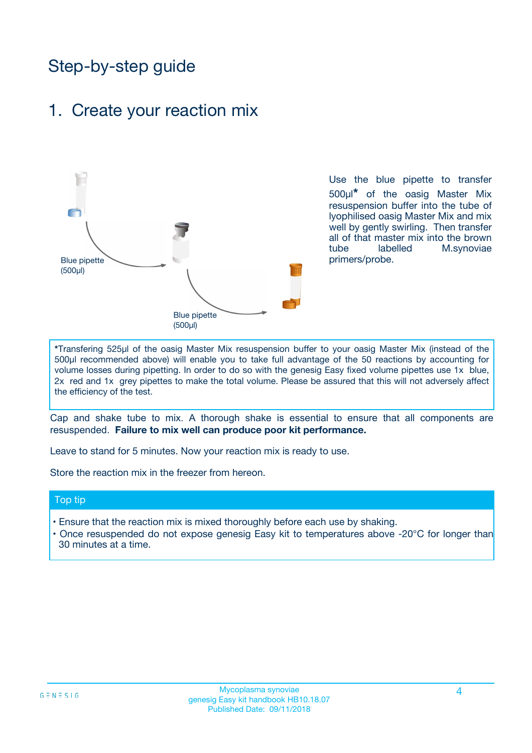# Step-by-step guide

## 1. Create your reaction mix

Blue pipette (500µl)

Blue pipette (500µl)

Use the blue pipette to transfer 500µl* of the oasig Master Mix resuspension buffer into the tube of lyophilised oasig Master Mix and mix well by gently swirling. Then transfer all of that master mix into the brown tube labelled M.synoviae primers/probe.

*Transfering 525µl of the oasig Master Mix resuspension buffer to your oasig Master Mix (instead of the 500µl recommended above) will enable you to take full advantage of the 50 reactions by accounting for volume losses during pipetting. In order to do so with the genesig Easy fixed volume pipettes use 1x blue, 2x red and 1x grey pipettes to make the total volume. Please be assured that this will not adversely affect the efficiency of the test.

Cap and shake tube to mix. A thorough shake is essential to ensure that all components are resuspended. **Failure to mix well can produce poor kit performance.**

Leave to stand for 5 minutes. Now your reaction mix is ready to use.

Store the reaction mix in the freezer from hereon.

### Top tip

- Ensure that the reaction mix is mixed thoroughly before each use by shaking.
- Once resuspended do not expose genesig Easy kit to temperatures above -20°C for longer than 30 minutes at a time.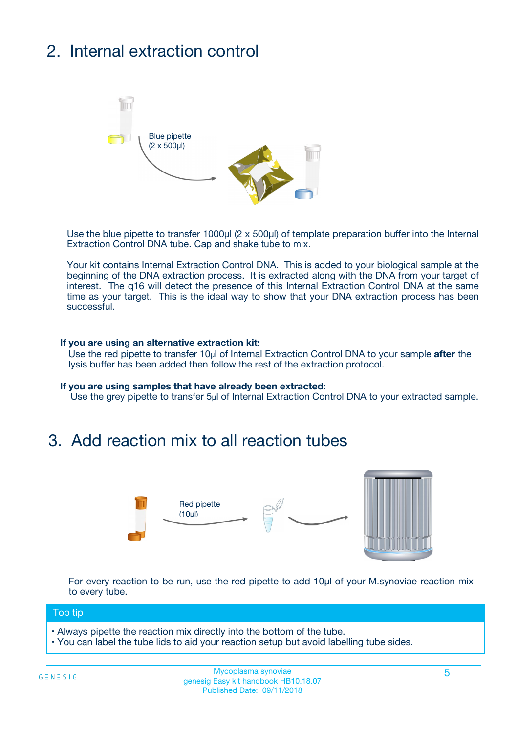## 2. Internal extraction control

Blue pipette
(2 x 500µl)

Use the blue pipette to transfer 1000µl (2 x 500µl) of template preparation buffer into the Internal Extraction Control DNA tube. Cap and shake tube to mix.

Your kit contains Internal Extraction Control DNA. This is added to your biological sample at the beginning of the DNA extraction process. It is extracted along with the DNA from your target of interest. The q16 will detect the presence of this Internal Extraction Control DNA at the same time as your target. This is the ideal way to show that your DNA extraction process has been successful.

**If you are using an alternative extraction kit:**
Use the red pipette to transfer 10µl of Internal Extraction Control DNA to your sample **after** the lysis buffer has been added then follow the rest of the extraction protocol.

**If you are using samples that have already been extracted:**
Use the grey pipette to transfer 5µl of Internal Extraction Control DNA to your extracted sample.

## 3. Add reaction mix to all reaction tubes

Red pipette
(10µl)

For every reaction to be run, use the red pipette to add 10µl of your M.synoviae reaction mix to every tube.

**Top tip**

- Always pipette the reaction mix directly into the bottom of the tube.
- You can label the tube lids to aid your reaction setup but avoid labelling tube sides.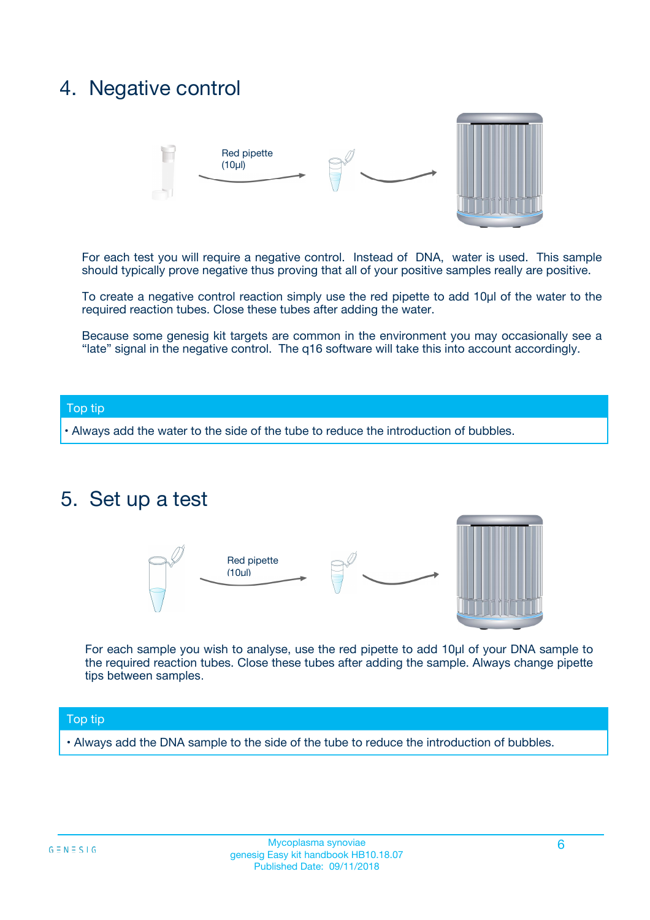## 4. Negative control

Red pipette (10µl)

For each test you will require a negative control. Instead of DNA, water is used. This sample should typically prove negative thus proving that all of your positive samples really are positive.

To create a negative control reaction simply use the red pipette to add 10µl of the water to the required reaction tubes. Close these tubes after adding the water.

Because some genesig kit targets are common in the environment you may occasionally see a "late" signal in the negative control. The q16 software will take this into account accordingly.

**Top tip**

- Always add the water to the side of the tube to reduce the introduction of bubbles.

## 5. Set up a test

Red pipette (10µl)

For each sample you wish to analyse, use the red pipette to add 10µl of your DNA sample to the required reaction tubes. Close these tubes after adding the sample. Always change pipette tips between samples.

**Top tip**

- Always add the DNA sample to the side of the tube to reduce the introduction of bubbles.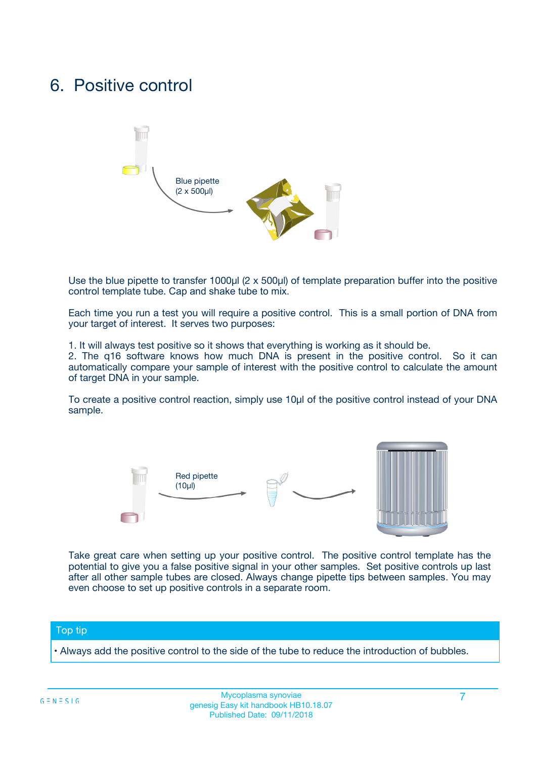# 6. Positive control

Blue pipette
(2 x 500µl)

Use the blue pipette to transfer 1000µl (2 x 500µl) of template preparation buffer into the positive control template tube. Cap and shake tube to mix.

Each time you run a test you will require a positive control. This is a small portion of DNA from your target of interest. It serves two purposes:

1. It will always test positive so it shows that everything is working as it should be.
2. The q16 software knows how much DNA is present in the positive control. So it can automatically compare your sample of interest with the positive control to calculate the amount of target DNA in your sample.

To create a positive control reaction, simply use 10µl of the positive control instead of your DNA sample.

Red pipette
(10µl)

Take great care when setting up your positive control. The positive control template has the potential to give you a false positive signal in your other samples. Set positive controls up last after all other sample tubes are closed. Always change pipette tips between samples. You may even choose to set up positive controls in a separate room.

**Top tip**

• Always add the positive control to the side of the tube to reduce the introduction of bubbles.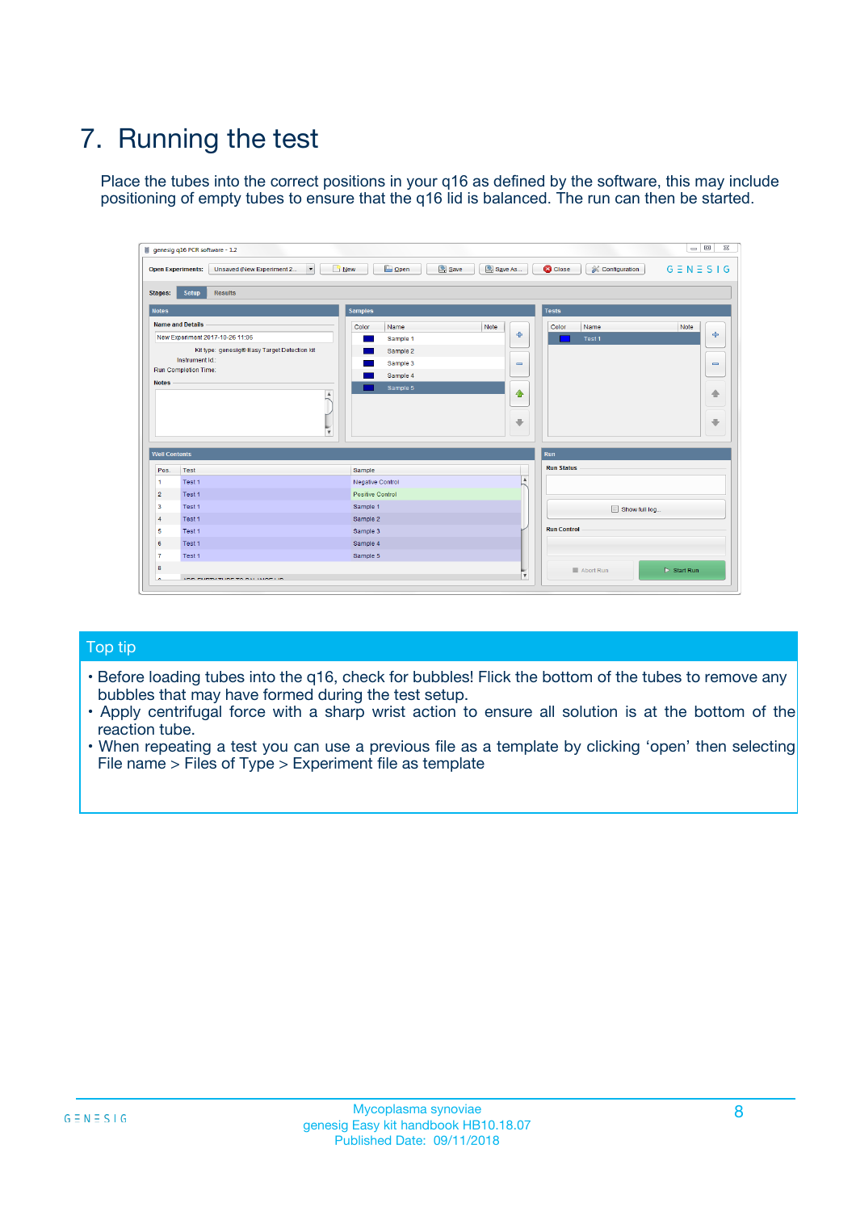# 7. Running the test

Place the tubes into the correct positions in your q16 as defined by the software, this may include positioning of empty tubes to ensure that the q16 lid is balanced. The run can then be started.

## Top tip

- Before loading tubes into the q16, check for bubbles! Flick the bottom of the tubes to remove any bubbles that may have formed during the test setup.
- Apply centrifugal force with a sharp wrist action to ensure all solution is at the bottom of the reaction tube.
- When repeating a test you can use a previous file as a template by clicking 'open' then selecting File name > Files of Type > Experiment file as template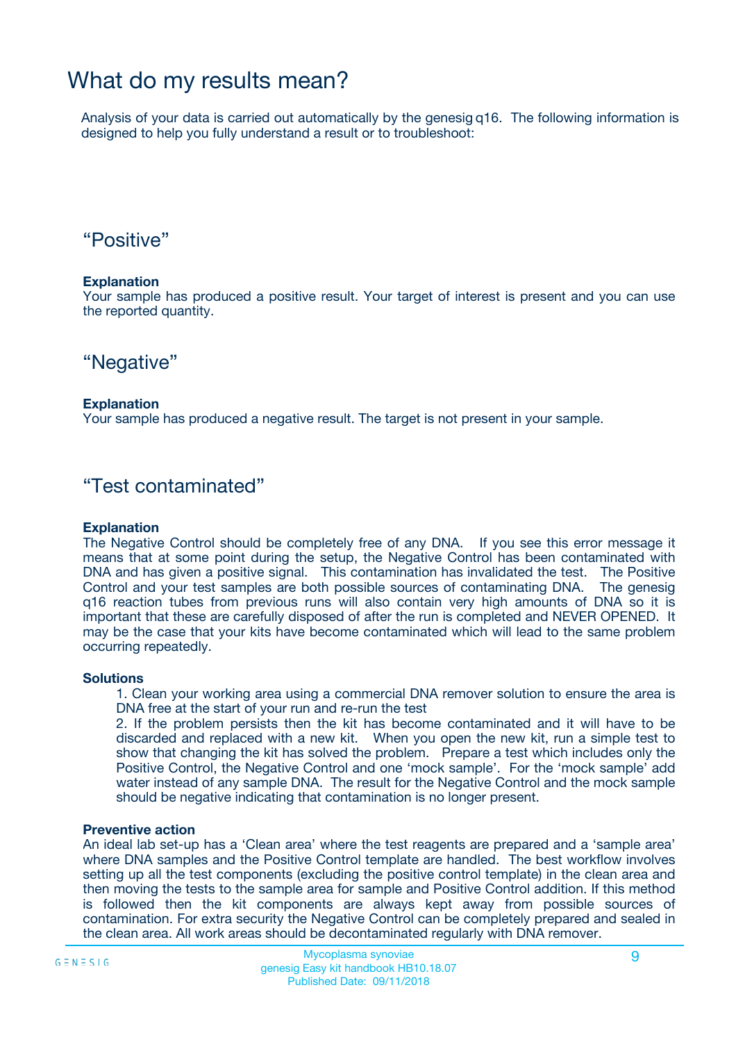# What do my results mean?

Analysis of your data is carried out automatically by the genesig q16. The following information is designed to help you fully understand a result or to troubleshoot:

## “Positive”

**Explanation**

Your sample has produced a positive result. Your target of interest is present and you can use the reported quantity.

## “Negative”

**Explanation**

Your sample has produced a negative result. The target is not present in your sample.

## “Test contaminated”

**Explanation**

The Negative Control should be completely free of any DNA. If you see this error message it means that at some point during the setup, the Negative Control has been contaminated with DNA and has given a positive signal. This contamination has invalidated the test. The Positive Control and your test samples are both possible sources of contaminating DNA. The genesig q16 reaction tubes from previous runs will also contain very high amounts of DNA so it is important that these are carefully disposed of after the run is completed and NEVER OPENED. It may be the case that your kits have become contaminated which will lead to the same problem occurring repeatedly.

**Solutions**

1. Clean your working area using a commercial DNA remover solution to ensure the area is DNA free at the start of your run and re-run the test
2. If the problem persists then the kit has become contaminated and it will have to be discarded and replaced with a new kit. When you open the new kit, run a simple test to show that changing the kit has solved the problem. Prepare a test which includes only the Positive Control, the Negative Control and one ‘mock sample’. For the ‘mock sample’ add water instead of any sample DNA. The result for the Negative Control and the mock sample should be negative indicating that contamination is no longer present.

**Preventive action**

An ideal lab set-up has a ‘Clean area’ where the test reagents are prepared and a ‘sample area’ where DNA samples and the Positive Control template are handled. The best workflow involves setting up all the test components (excluding the positive control template) in the clean area and then moving the tests to the sample area for sample and Positive Control addition. If this method is followed then the kit components are always kept away from possible sources of contamination. For extra security the Negative Control can be completely prepared and sealed in the clean area. All work areas should be decontaminated regularly with DNA remover.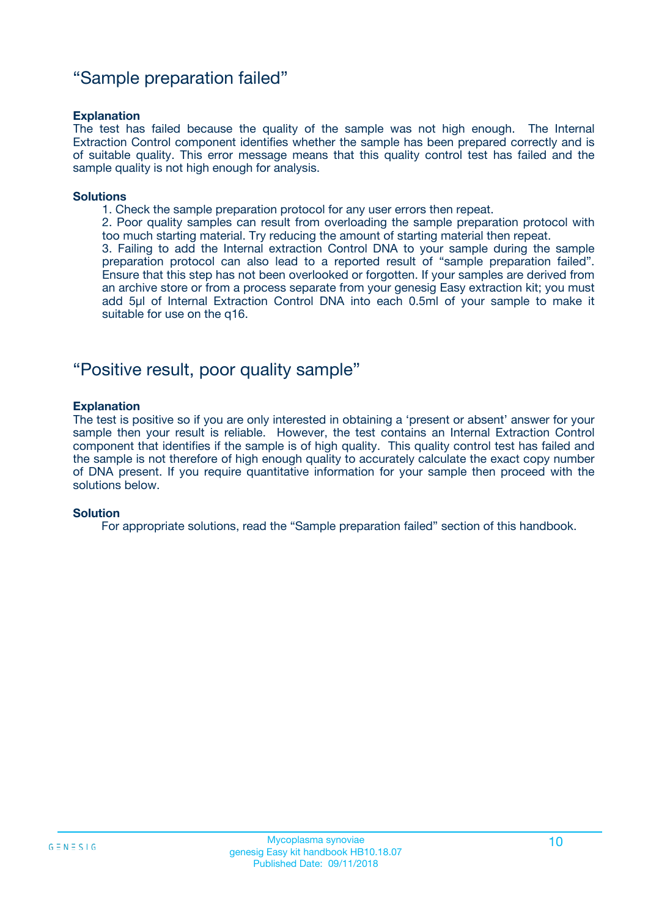## “Sample preparation failed”

**Explanation**

The test has failed because the quality of the sample was not high enough. The Internal Extraction Control component identifies whether the sample has been prepared correctly and is of suitable quality. This error message means that this quality control test has failed and the sample quality is not high enough for analysis.

**Solutions**

1. Check the sample preparation protocol for any user errors then repeat.
2. Poor quality samples can result from overloading the sample preparation protocol with too much starting material. Try reducing the amount of starting material then repeat.
3. Failing to add the Internal extraction Control DNA to your sample during the sample preparation protocol can also lead to a reported result of “sample preparation failed”. Ensure that this step has not been overlooked or forgotten. If your samples are derived from an archive store or from a process separate from your genesig Easy extraction kit; you must add 5µl of Internal Extraction Control DNA into each 0.5ml of your sample to make it suitable for use on the q16.

## “Positive result, poor quality sample”

**Explanation**

The test is positive so if you are only interested in obtaining a ‘present or absent’ answer for your sample then your result is reliable. However, the test contains an Internal Extraction Control component that identifies if the sample is of high quality. This quality control test has failed and the sample is not therefore of high enough quality to accurately calculate the exact copy number of DNA present. If you require quantitative information for your sample then proceed with the solutions below.

**Solution**

For appropriate solutions, read the “Sample preparation failed” section of this handbook.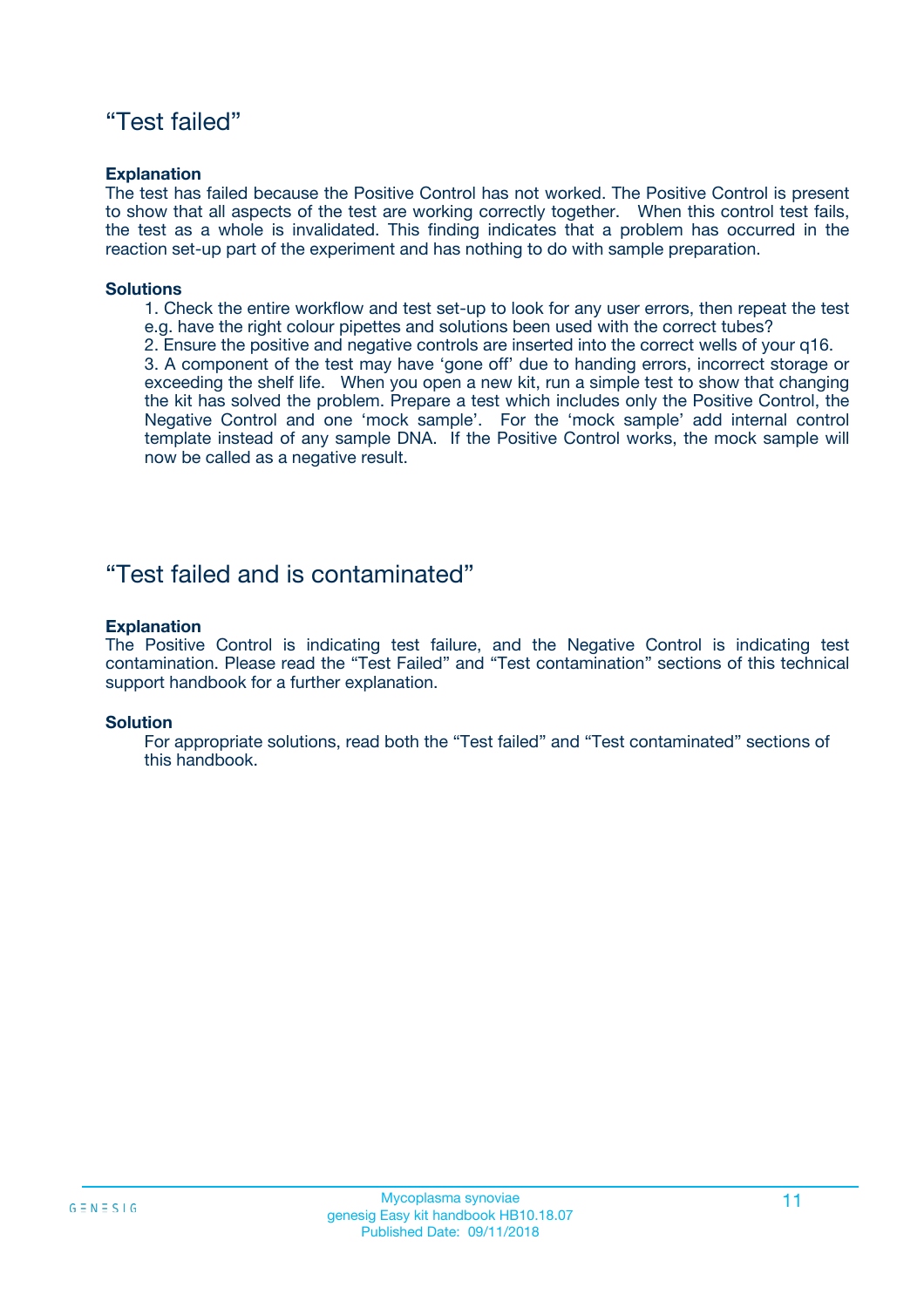## “Test failed”

**Explanation**

The test has failed because the Positive Control has not worked. The Positive Control is present to show that all aspects of the test are working correctly together. When this control test fails, the test as a whole is invalidated. This finding indicates that a problem has occurred in the reaction set-up part of the experiment and has nothing to do with sample preparation.

**Solutions**

1. Check the entire workflow and test set-up to look for any user errors, then repeat the test e.g. have the right colour pipettes and solutions been used with the correct tubes?
2. Ensure the positive and negative controls are inserted into the correct wells of your q16.
3. A component of the test may have ‘gone off’ due to handing errors, incorrect storage or exceeding the shelf life. When you open a new kit, run a simple test to show that changing the kit has solved the problem. Prepare a test which includes only the Positive Control, the Negative Control and one ‘mock sample’. For the ‘mock sample’ add internal control template instead of any sample DNA. If the Positive Control works, the mock sample will now be called as a negative result.

## “Test failed and is contaminated”

**Explanation**

The Positive Control is indicating test failure, and the Negative Control is indicating test contamination. Please read the “Test Failed” and “Test contamination” sections of this technical support handbook for a further explanation.

**Solution**

For appropriate solutions, read both the “Test failed” and “Test contaminated” sections of this handbook.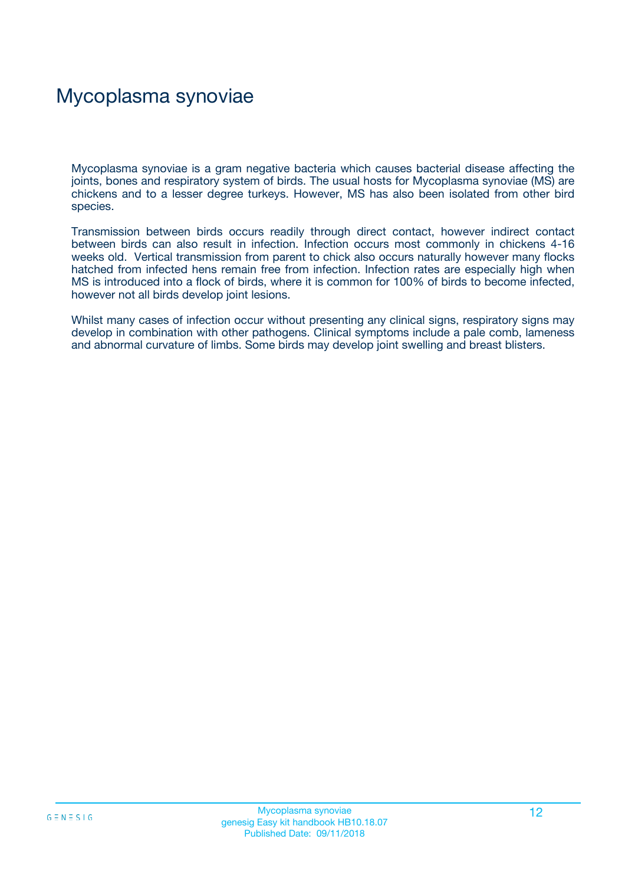# Mycoplasma synoviae

Mycoplasma synoviae is a gram negative bacteria which causes bacterial disease affecting the joints, bones and respiratory system of birds. The usual hosts for Mycoplasma synoviae (MS) are chickens and to a lesser degree turkeys. However, MS has also been isolated from other bird species.

Transmission between birds occurs readily through direct contact, however indirect contact between birds can also result in infection. Infection occurs most commonly in chickens 4-16 weeks old. Vertical transmission from parent to chick also occurs naturally however many flocks hatched from infected hens remain free from infection. Infection rates are especially high when MS is introduced into a flock of birds, where it is common for 100% of birds to become infected, however not all birds develop joint lesions.

Whilst many cases of infection occur without presenting any clinical signs, respiratory signs may develop in combination with other pathogens. Clinical symptoms include a pale comb, lameness and abnormal curvature of limbs. Some birds may develop joint swelling and breast blisters.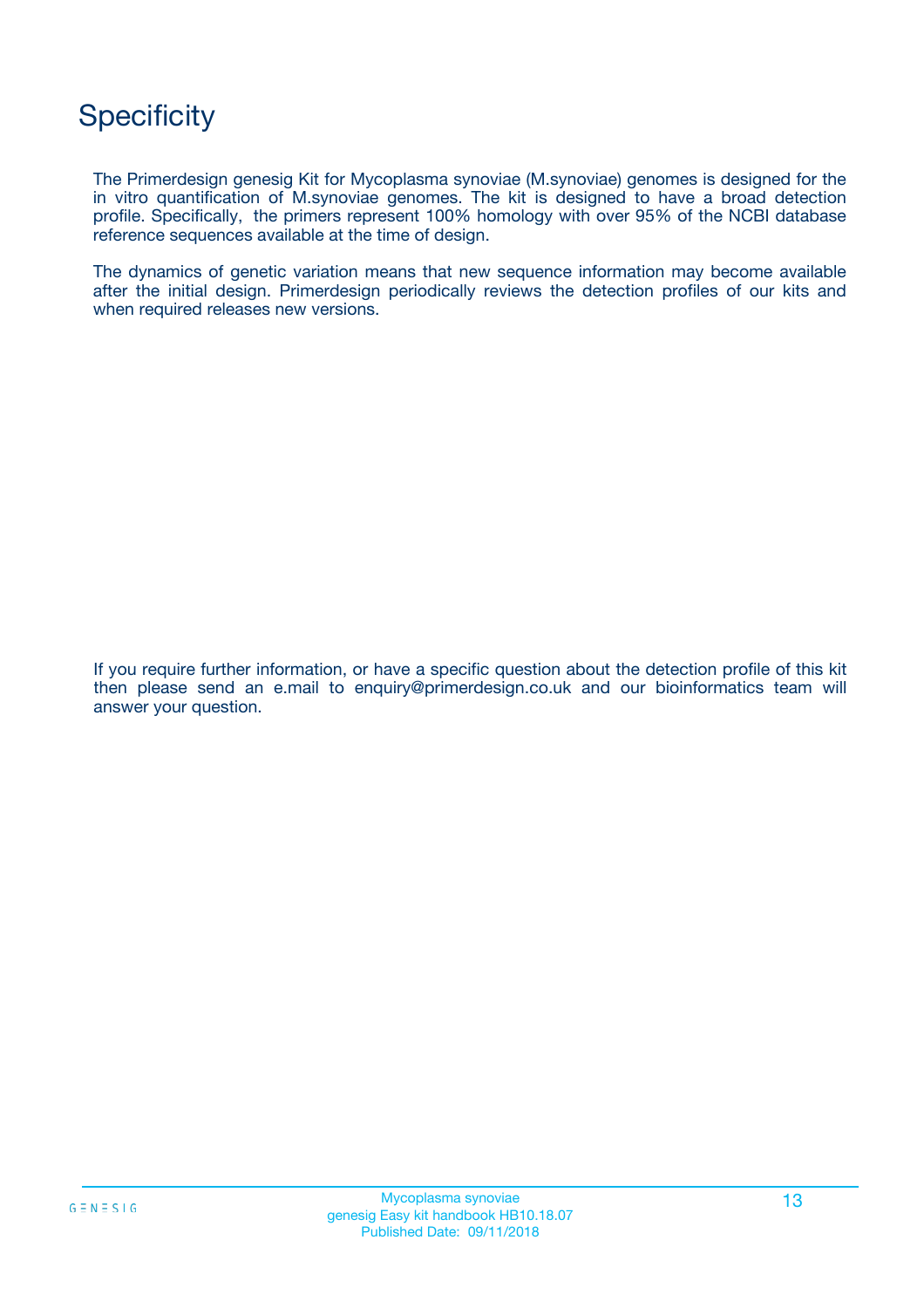# Specificity

The Primerdesign genesig Kit for Mycoplasma synoviae (M.synoviae) genomes is designed for the in vitro quantification of M.synoviae genomes. The kit is designed to have a broad detection profile. Specifically, the primers represent 100% homology with over 95% of the NCBI database reference sequences available at the time of design.

The dynamics of genetic variation means that new sequence information may become available after the initial design. Primerdesign periodically reviews the detection profiles of our kits and when required releases new versions.

If you require further information, or have a specific question about the detection profile of this kit then please send an e.mail to enquiry@primerdesign.co.uk and our bioinformatics team will answer your question.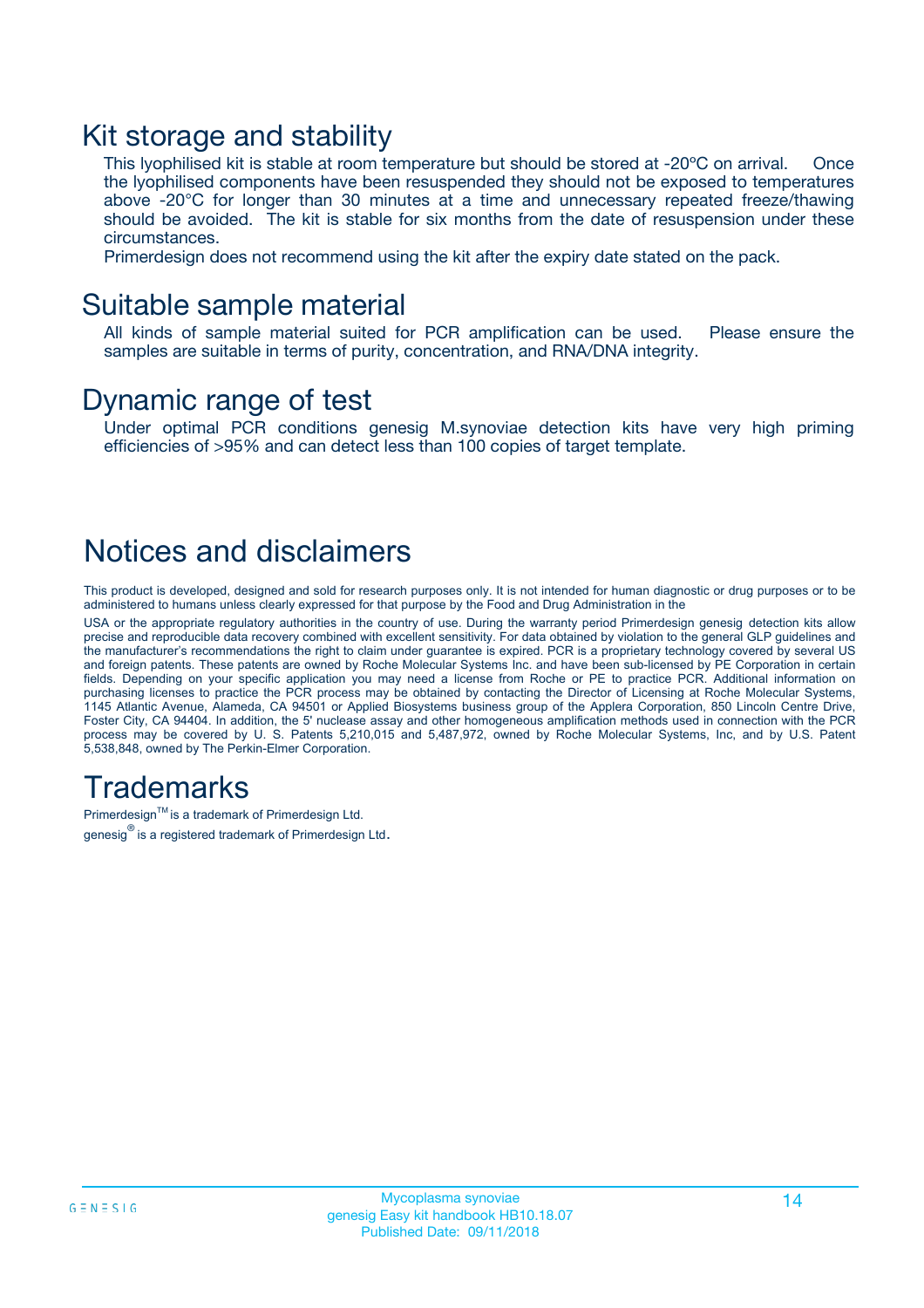# Kit storage and stability

This lyophilised kit is stable at room temperature but should be stored at -20ºC on arrival. Once the lyophilised components have been resuspended they should not be exposed to temperatures above -20°C for longer than 30 minutes at a time and unnecessary repeated freeze/thawing should be avoided. The kit is stable for six months from the date of resuspension under these circumstances.

Primerdesign does not recommend using the kit after the expiry date stated on the pack.

# Suitable sample material

All kinds of sample material suited for PCR amplification can be used. Please ensure the samples are suitable in terms of purity, concentration, and RNA/DNA integrity.

# Dynamic range of test

Under optimal PCR conditions genesig M.synoviae detection kits have very high priming efficiencies of >95% and can detect less than 100 copies of target template.

# Notices and disclaimers

This product is developed, designed and sold for research purposes only. It is not intended for human diagnostic or drug purposes or to be administered to humans unless clearly expressed for that purpose by the Food and Drug Administration in the

USA or the appropriate regulatory authorities in the country of use. During the warranty period Primerdesign genesig detection kits allow precise and reproducible data recovery combined with excellent sensitivity. For data obtained by violation to the general GLP guidelines and the manufacturer's recommendations the right to claim under guarantee is expired. PCR is a proprietary technology covered by several US and foreign patents. These patents are owned by Roche Molecular Systems Inc. and have been sub-licensed by PE Corporation in certain fields. Depending on your specific application you may need a license from Roche or PE to practice PCR. Additional information on purchasing licenses to practice the PCR process may be obtained by contacting the Director of Licensing at Roche Molecular Systems, 1145 Atlantic Avenue, Alameda, CA 94501 or Applied Biosystems business group of the Applera Corporation, 850 Lincoln Centre Drive, Foster City, CA 94404. In addition, the 5' nuclease assay and other homogeneous amplification methods used in connection with the PCR process may be covered by U. S. Patents 5,210,015 and 5,487,972, owned by Roche Molecular Systems, Inc, and by U.S. Patent 5,538,848, owned by The Perkin-Elmer Corporation.

# Trademarks

Primerdesign™ is a trademark of Primerdesign Ltd.

genesig® is a registered trademark of Primerdesign Ltd.